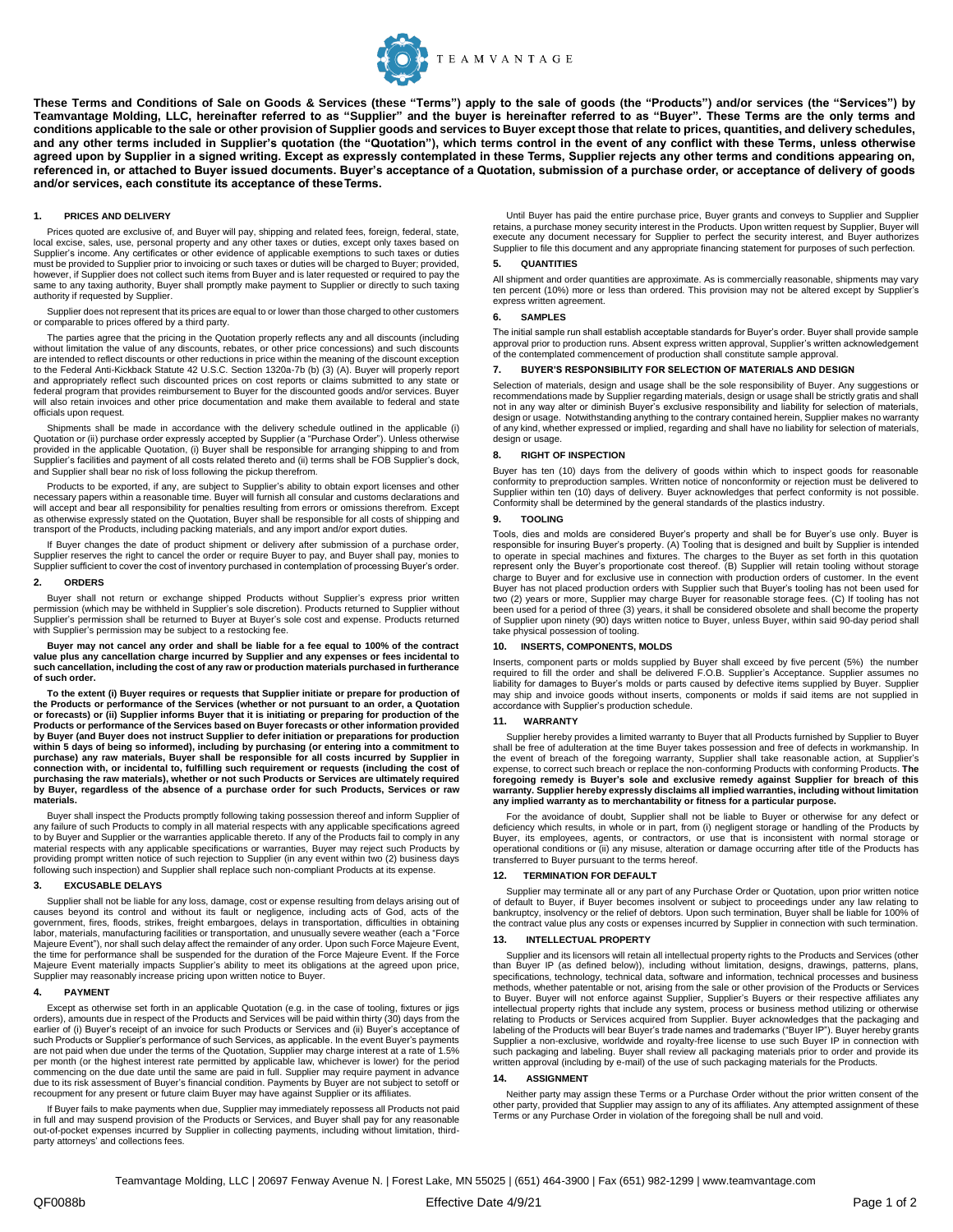TEAMVANTAGE

**These Terms and Conditions of Sale on Goods & Services (these "Terms") apply to the sale of goods (the "Products") and/or services (the "Services") by Teamvantage Molding, LLC, hereinafter referred to as "Supplier" and the buyer is hereinafter referred to as "Buyer". These Terms are the only terms and conditions applicable to the sale or other provision of Supplier goods and services to Buyer except those that relate to prices, quantities, and delivery schedules, and any other terms included in Supplier's quotation (the "Quotation"), which terms control in the event of any conflict with these Terms, unless otherwise agreed upon by Supplier in a signed writing. Except as expressly contemplated in these Terms, Supplier rejects any other terms and conditions appearing on, referenced in, or attached to Buyer issued documents. Buyer's acceptance of a Quotation, submission of a purchase order, or acceptance of delivery of goods and/or services, each constitute its acceptance of these Terms.**

## 1. PRICES AND DELIVERY

Prices quoted are exclusive of, and Buyer will pay, shipping and related fees, foreign, federal, state, local excise, sales, use, personal property and any other taxes or duties, except only taxes based on Supplier's income. Any certificates or other evidence of applicable exemptions to such taxes or duties must be provided to Supplier prior to invoicing or such taxes or duties will be charged to Buyer; provided, however, if Supplier does not collect such items from Buyer and is later requested or required to pay the same to any taxing authority, Buyer shall promptly make payment to Supplier or directly to such taxing authority if requested by Supplier.

Supplier does not represent that its prices are equal to or lower than those charged to other customers or comparable to prices offered by a third party.

The parties agree that the pricing in the Quotation properly reflects any and all discounts (including without limitation the value of any discounts, rebates, or other price concessions) and such discounts are intended to reflect discounts or other reductions in price within the meaning of the discount exception to the Federal Anti-Kickback Statute 42 U.S.C. Section 1320a-7b (b) (3) (A). Buyer will properly report and appropriately reflect such discounted prices on cost reports or claims submitted to any state or federal program that provides reimbursement to Buyer for the discounted goods and/or services. Buyer will also retain invoices and other price documentation and make them available to federal and state officials upon request.

Shipments shall be made in accordance with the delivery schedule outlined in the applicable (i) Quotation or (ii) purchase order expressly accepted by Supplier (a "Purchase Order"). Unless otherwise provided in the applicable Quotation, (i) Buyer shall be responsible for arranging shipping to and from Supplier's facilities and payment of all costs related thereto and (ii) terms shall be FOB Supplier's dock, and Supplier shall bear no risk of loss following the pickup therefrom.

Products to be exported, if any, are subject to Supplier's ability to obtain export licenses and other necessary papers within a reasonable time. Buyer will furnish all consular and customs declarations and will accept and bear all responsibility for penalties resulting from errors or omissions therefrom. Except as otherwise expressly stated on the Quotation, Buyer shall be responsible for all costs of shipping and transport of the Products, including packing materials, and any import and/or export duties.

If Buyer changes the date of product shipment or delivery after submission of a purchase order, Supplier reserves the right to cancel the order or require Buyer to pay, and Buyer shall pay, monies to Supplier sufficient to cover the cost of inventory purchased in contemplation of processing Buyer's order.

## 2. ORDERS

Buyer shall not return or exchange shipped Products without Supplier's express prior written permission (which may be withheld in Supplier's sole discretion). Products returned to Supplier without Supplier's permission shall be returned to Buyer at Buyer's sole cost and expense. Products returned with Supplier's permission may be subject to a restocking fee.

**Buyer may not cancel any order and shall be liable for a fee equal to 100% of the contract value plus any cancellation charge incurred by Supplier and any expenses or fees incidental to such cancellation, including the cost of any raw or production materials purchased in furtherance of such order.**

**To the extent (i) Buyer requires or requests that Supplier initiate or prepare for production of the Products or performance of the Services (whether or not pursuant to an order, a Quotation or forecasts) or (ii) Supplier informs Buyer that it is initiating or preparing for production of the Products or performance of the Services based on Buyer forecasts or other information provided by Buyer (and Buyer does not instruct Supplier to defer initiation or preparations for production within 5 days of being so informed), including by purchasing (or entering into a commitment to purchase) any raw materials, Buyer shall be responsible for all costs incurred by Supplier in connection with, or incidental to, fulfilling such requirement or requests (including the cost of purchasing the raw materials), whether or not such Products or Services are ultimately required by Buyer, regardless of the absence of a purchase order for such Products, Services or raw materials.**

Buyer shall inspect the Products promptly following taking possession thereof and inform Supplier of any failure of such Products to comply in all material respects with any applicable specifications agreed to by Buyer and Supplier or the warranties applicable thereto. If any of the Products fail to comply in any material respects with any applicable specifications or warranties, Buyer may reject such Products by providing prompt written notice of such rejection to Supplier (in any event within two (2) business days following such inspection) and Supplier shall replace such non-compliant Products at its expense.

## 3. EXCUSABLE DELAYS

Supplier shall not be liable for any loss, damage, cost or expense resulting from delays arising out of causes beyond its control and without its fault or negligence, including acts of God, acts of the government, fires, floods, strikes, freight embargoes, delays in transportation, difficulties in obtaining labor, materials, manufacturing facilities or transportation, and unusually severe weather (each a "Force Majeure Event"), nor shall such delay affect the remainder of any order. Upon such Force Majeure Event, the time for performance shall be suspended for the duration of the Force Majeure Event. If the Force Majeure Event materially impacts Supplier's ability to meet its obligations at the agreed upon price, Supplier may reasonably increase pricing upon written notice to Buyer.

## 4. PAYMENT

Except as otherwise set forth in an applicable Quotation (e.g. in the case of tooling, fixtures or jigs orders), amounts due in respect of the Products and Services will be paid within thirty (30) days from the earlier of (i) Buyer's receipt of an invoice for such Products or Services and (ii) Buyer's acceptance of such Products or Supplier's performance of such Services, as applicable. In the event Buyer's payments are not paid when due under the terms of the Quotation, Supplier may charge interest at a rate of 1.5% per month (or the highest interest rate permitted by applicable law, whichever is lower) for the period commencing on the due date until the same are paid in full. Supplier may require payment in advance due to its risk assessment of Buyer's financial condition. Payments by Buyer are not subject to setoff or recoupment for any present or future claim Buyer may have against Supplier or its affiliates.

If Buyer fails to make payments when due, Supplier may immediately repossess all Products not paid in full and may suspend provision of the Products or Services, and Buyer shall pay for any reasonable out-of-pocket expenses incurred by Supplier in collecting payments, including without limitation, third-party attorneys' and collections fees.

Until Buyer has paid the entire purchase price, Buyer grants and conveys to Supplier and Supplier retains, a purchase money security interest in the Products. Upon written request by Supplier, Buyer will execute any document necessary for Supplier to perfect the security interest, and Buyer authorizes Supplier to file this document and any appropriate financing statement for purposes of such perfection.

## 5. QUANTITIES

All shipment and order quantities are approximate. As is commercially reasonable, shipments may vary ten percent (10%) more or less than ordered. This provision may not be altered except by Supplier's express written agreement.

## 6. SAMPLES

The initial sample run shall establish acceptable standards for Buyer's order. Buyer shall provide sample approval prior to production runs. Absent express written approval, Supplier's written acknowledgement of the contemplated commencement of production shall constitute sample approval.

## 7. BUYER'S RESPONSIBILITY FOR SELECTION OF MATERIALS AND DESIGN

Selection of materials, design and usage shall be the sole responsibility of Buyer. Any suggestions or recommendations made by Supplier regarding materials, design or usage shall be strictly gratis and shall not in any way alter or diminish Buyer's exclusive responsibility and liability for selection of materials, design or usage. Notwithstanding anything to the contrary contained herein, Supplier makes no warranty of any kind, whether expressed or implied, regarding and shall have no liability for selection of materials, design or usage.

## 8. RIGHT OF INSPECTION

Buyer has ten (10) days from the delivery of goods within which to inspect goods for reasonable conformity to preproduction samples. Written notice of nonconformity or rejection must be delivered to Supplier within ten (10) days of delivery. Buyer acknowledges that perfect conformity is not possible. Conformity shall be determined by the general standards of the plastics industry.

## 9. TOOLING

Tools, dies and molds are considered Buyer's property and shall be for Buyer's use only. Buyer is responsible for insuring Buyer's property. (A) Tooling that is designed and built by Supplier is intended to operate in special machines and fixtures. The charges to the Buyer as set forth in this quotation represent only the Buyer's proportionate cost thereof. (B) Supplier will retain tooling without storage charge to Buyer and for exclusive use in connection with production orders of customer. In the event Buyer has not placed production orders with Supplier such that Buyer's tooling has not been used for two (2) years or more, Supplier may charge Buyer for reasonable storage fees. (C) If tooling has not been used for a period of three (3) years, it shall be considered obsolete and shall become the property of Supplier upon ninety (90) days written notice to Buyer, unless Buyer, within said 90-day period shall take physical possession of tooling.

## 10. INSERTS, COMPONENTS, MOLDS

Inserts, component parts or molds supplied by Buyer shall exceed by five percent (5%) the number required to fill the order and shall be delivered F.O.B. Supplier's Acceptance. Supplier assumes no liability for damages to Buyer's molds or parts caused by defective items supplied by Buyer. Supplier may ship and invoice goods without inserts, components or molds if said items are not supplied in accordance with Supplier's production schedule.

## 11. WARRANTY

Supplier hereby provides a limited warranty to Buyer that all Products furnished by Supplier to Buyer shall be free of adulteration at the time Buyer takes possession and free of defects in workmanship. In the event of breach of the foregoing warranty, Supplier shall take reasonable action, at Supplier's expense, to correct such breach or replace the non-conforming Products with conforming Products. **The foregoing remedy is Buyer's sole and exclusive remedy against Supplier for breach of this warranty. Supplier hereby expressly disclaims all implied warranties, including without limitation any implied warranty as to merchantability or fitness for a particular purpose.**

For the avoidance of doubt, Supplier shall not be liable to Buyer or otherwise for any defect or deficiency which results, in whole or in part, from (i) negligent storage or handling of the Products by Buyer, its employees, agents, or contractors, or use that is inconsistent with normal storage or operational conditions or (ii) any misuse, alteration or damage occurring after title of the Products has transferred to Buyer pursuant to the terms hereof.

## 12. TERMINATION FOR DEFAULT

Supplier may terminate all or any part of any Purchase Order or Quotation, upon prior written notice of default to Buyer, if Buyer becomes insolvent or subject to proceedings under any law relating to bankruptcy, insolvency or the relief of debtors. Upon such termination, Buyer shall be liable for 100% of the contract value plus any costs or expenses incurred by Supplier in connection with such termination.

## 13. INTELLECTUAL PROPERTY

Supplier and its licensors will retain all intellectual property rights to the Products and Services (other than Buyer IP (as defined below)), including without limitation, designs, drawings, patterns, plans, specifications, technology, technical data, software and information, technical processes and business methods, whether patentable or not, arising from the sale or other provision of the Products or Services to Buyer. Buyer will not enforce against Supplier, Supplier's Buyers or their respective affiliates any intellectual property rights that include any system, process or business method utilizing or otherwise relating to Products or Services acquired from Supplier. Buyer acknowledges that the packaging and labeling of the Products will bear Buyer's trade names and trademarks ("Buyer IP"). Buyer hereby grants Supplier a non-exclusive, worldwide and royalty-free license to use such Buyer IP in connection with such packaging and labeling. Buyer shall review all packaging materials prior to order and provide its written approval (including by e-mail) of the use of such packaging materials for the Products.

## 14. ASSIGNMENT

Neither party may assign these Terms or a Purchase Order without the prior written consent of the other party, provided that Supplier may assign to any of its affiliates. Any attempted assignment of these Terms or any Purchase Order in violation of the foregoing shall be null and void.

Teamvantage Molding, LLC | 20697 Fenway Avenue N. | Forest Lake, MN 55025 | (651) 464-3900 | Fax (651) 982-1299 | www.teamvantage.com

QF0088b Effective Date 4/9/21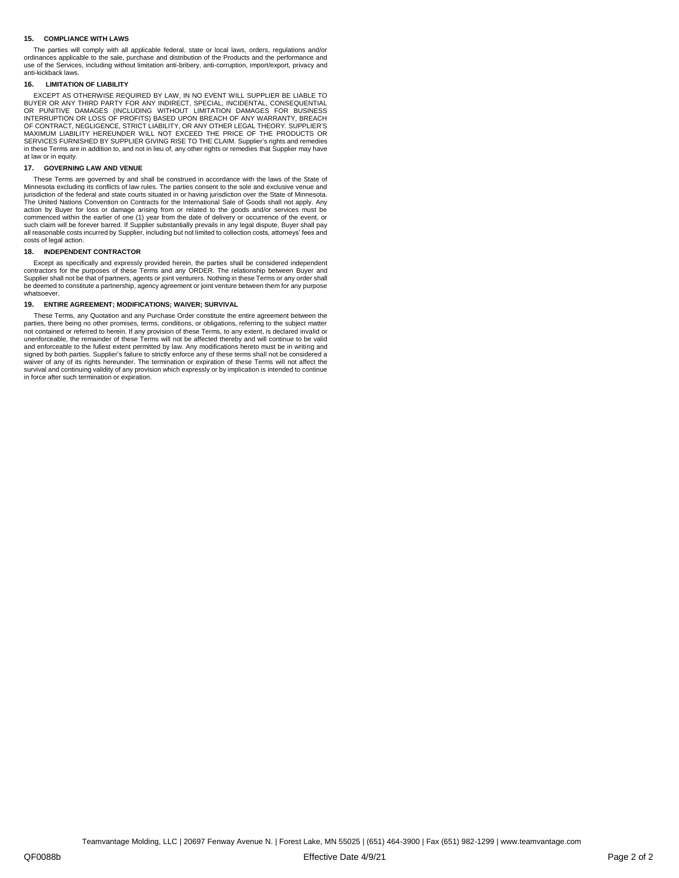### 15. COMPLIANCE WITH LAWS

The parties will comply with all applicable federal, state or local laws, orders, regulations and/or ordinances applicable to the sale, purchase and distribution of the Products and the performance and use of the Services, including without limitation anti-bribery, anti-corruption, import/export, privacy and anti-kickback laws.

### 16. LIMITATION OF LIABILITY

EXCEPT AS OTHERWISE REQUIRED BY LAW, IN NO EVENT WILL SUPPLIER BE LIABLE TO BUYER OR ANY THIRD PARTY FOR ANY INDIRECT, SPECIAL, INCIDENTAL, CONSEQUENTIAL OR PUNITIVE DAMAGES (INCLUDING WITHOUT LIMITATION DAMAGES FOR BUSINESS INTERRUPTION OR LOSS OF PROFITS) BASED UPON BREACH OF ANY WARRANTY, BREACH OF CONTRACT, NEGLIGENCE, STRICT LIABILITY, OR ANY OTHER LEGAL THEORY. SUPPLIER'S MAXIMUM LIABILITY HEREUNDER WILL NOT EXCEED THE PRICE OF THE PRODUCTS OR SERVICES FURNISHED BY SUPPLIER GIVING RISE TO THE CLAIM. Supplier's rights and remedies in these Terms are in addition to, and not in lieu of, any other rights or remedies that Supplier may have at law or in equity.

### 17. GOVERNING LAW AND VENUE

These Terms are governed by and shall be construed in accordance with the laws of the State of Minnesota excluding its conflicts of law rules. The parties consent to the sole and exclusive venue and jurisdiction of the federal and state courts situated in or having jurisdiction over the State of Minnesota. The United Nations Convention on Contracts for the International Sale of Goods shall not apply. Any action by Buyer for loss or damage arising from or related to the goods and/or services must be commenced within the earlier of one (1) year from the date of delivery or occurrence of the event, or such claim will be forever barred. If Supplier substantially prevails in any legal dispute, Buyer shall pay all reasonable costs incurred by Supplier, including but not limited to collection costs, attorneys' fees and costs of legal action.

### 18. INDEPENDENT CONTRACTOR

Except as specifically and expressly provided herein, the parties shall be considered independent contractors for the purposes of these Terms and any ORDER. The relationship between Buyer and Supplier shall not be that of partners, agents or joint venturers. Nothing in these Terms or any order shall be deemed to constitute a partnership, agency agreement or joint venture between them for any purpose whatsoever.

### 19. ENTIRE AGREEMENT; MODIFICATIONS; WAIVER; SURVIVAL

These Terms, any Quotation and any Purchase Order constitute the entire agreement between the parties, there being no other promises, terms, conditions, or obligations, referring to the subject matter not contained or referred to herein. If any provision of these Terms, to any extent, is declared invalid or unenforceable, the remainder of these Terms will not be affected thereby and will continue to be valid and enforceable to the fullest extent permitted by law. Any modifications hereto must be in writing and signed by both parties. Supplier's failure to strictly enforce any of these terms shall not be considered a waiver of any of its rights hereunder. The termination or expiration of these Terms will not affect the survival and continuing validity of any provision which expressly or by implication is intended to continue in force after such termination or expiration.

Teamvantage Molding, LLC | 20697 Fenway Avenue N. | Forest Lake, MN 55025 | (651) 464-3900 | Fax (651) 982-1299 | www.teamvantage.com

QF0088b Effective Date 4/9/21